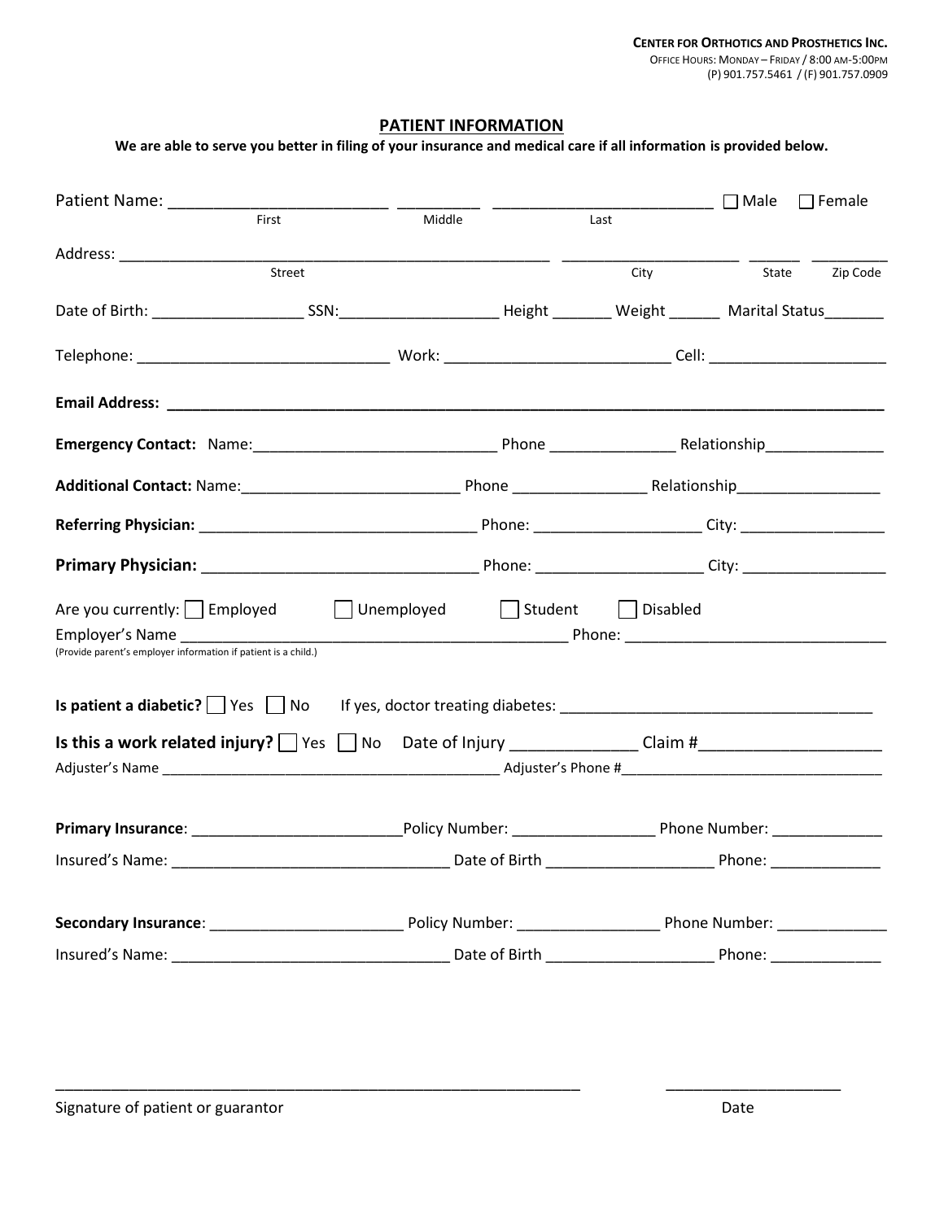**CENTER FOR ORTHOTICS AND PROSTHETICS INC.**
OFFICE HOURS: MONDAY – FRIDAY / 8:00 AM-5:00PM
(P) 901.757.5461 / (F) 901.757.0909

## PATIENT INFORMATION

**We are able to serve you better in filing of your insurance and medical care if all information is provided below.**

Patient Name: ________________________ _________ ________________________ ☐ Male ☐ Female
First Middle Last

Address: _______________________________________________ ____________________ ______ _________
Street City State Zip Code

Date of Birth: _________________ SSN:__________________ Height _______ Weight ______ Marital Status_______

Telephone: _____________________________ Work: __________________________ Cell: ____________________

**Email Address:** ________________________________________________________________________________

**Emergency Contact:** Name:____________________________ Phone _______________ Relationship______________

**Additional Contact:** Name:_________________________ Phone ________________ Relationship_________________

**Referring Physician:** ________________________________ Phone: ___________________ City: _________________

**Primary Physician:** ________________________________ Phone: ___________________ City: _________________

Are you currently: ☐ Employed ☐ Unemployed ☐ Student ☐ Disabled

Employer's Name _____________________________________________ Phone: ______________________________
(Provide parent's employer information if patient is a child.)

**Is patient a diabetic?** ☐ Yes ☐ No If yes, doctor treating diabetes: ___________________________________

**Is this a work related injury?** ☐ Yes ☐ No Date of Injury ______________ Claim #____________________

Adjuster's Name __________________________________________ Adjuster's Phone #_________________________________

**Primary Insurance**: ________________________Policy Number: ________________ Phone Number: _____________

Insured's Name: _______________________________ Date of Birth ____________________ Phone: _____________

**Secondary Insurance**: ______________________ Policy Number: ________________ Phone Number: _____________

Insured's Name: _______________________________ Date of Birth ____________________ Phone: _____________

_____________________________________________________________ ____________________

Signature of patient or guarantor Date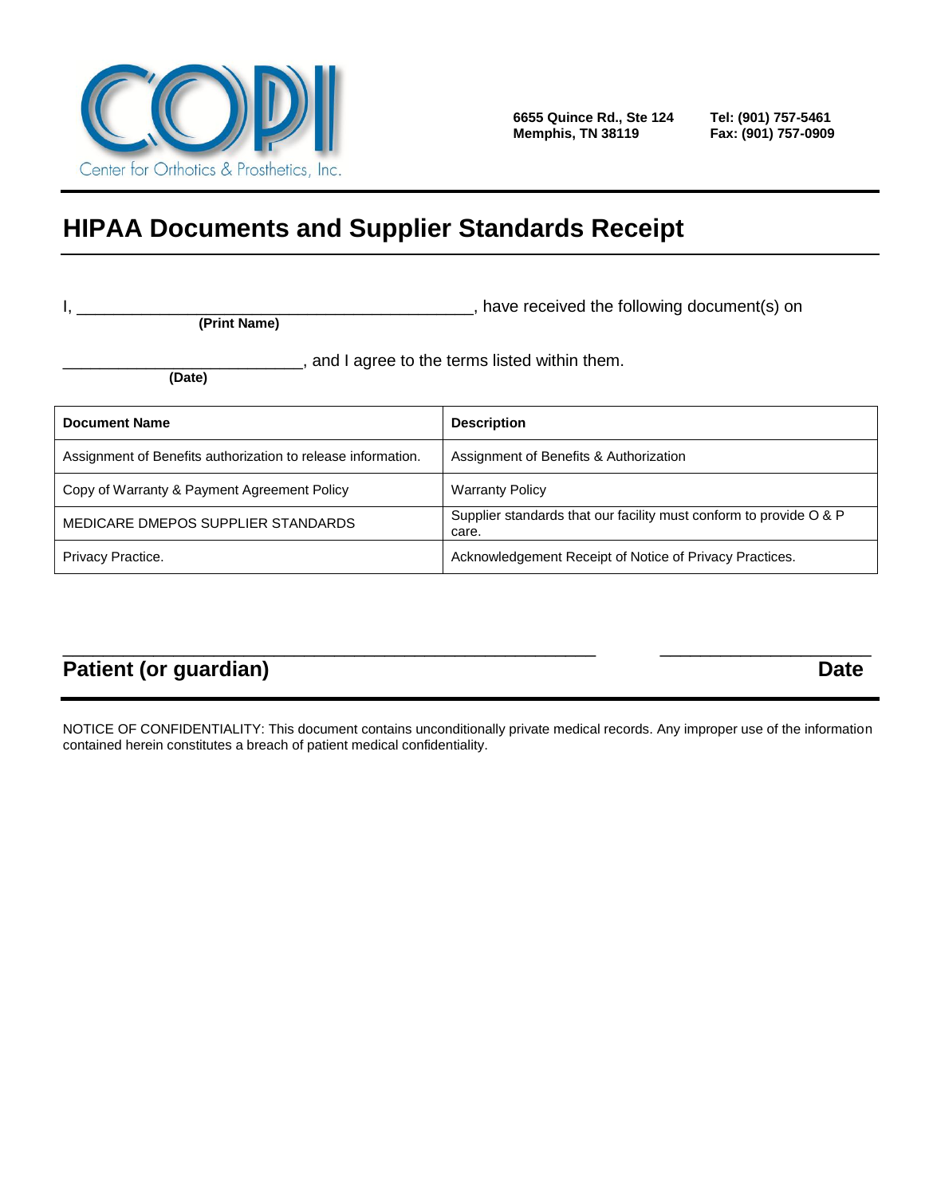COPI
Center for Orthotics & Prosthetics, Inc.

**6655 Quince Rd., Ste 124**
**Memphis, TN 38119**

**Tel: (901) 757-5461**
**Fax: (901) 757-0909**

# HIPAA Documents and Supplier Standards Receipt

I, ____________________________________________, have received the following document(s) on
**(Print Name)**

___________________________, and I agree to the terms listed within them.
**(Date)**

| **Document Name** | **Description** |
|---|---|
| Assignment of Benefits authorization to release information. | Assignment of Benefits & Authorization |
| Copy of Warranty & Payment Agreement Policy | Warranty Policy |
| MEDICARE DMEPOS SUPPLIER STANDARDS | Supplier standards that our facility must conform to provide O & P care. |
| Privacy Practice. | Acknowledgement Receipt of Notice of Privacy Practices. |

_____________________________________________________ ________________________

**Patient (or guardian)** **Date**

NOTICE OF CONFIDENTIALITY: This document contains unconditionally private medical records. Any improper use of the information contained herein constitutes a breach of patient medical confidentiality.